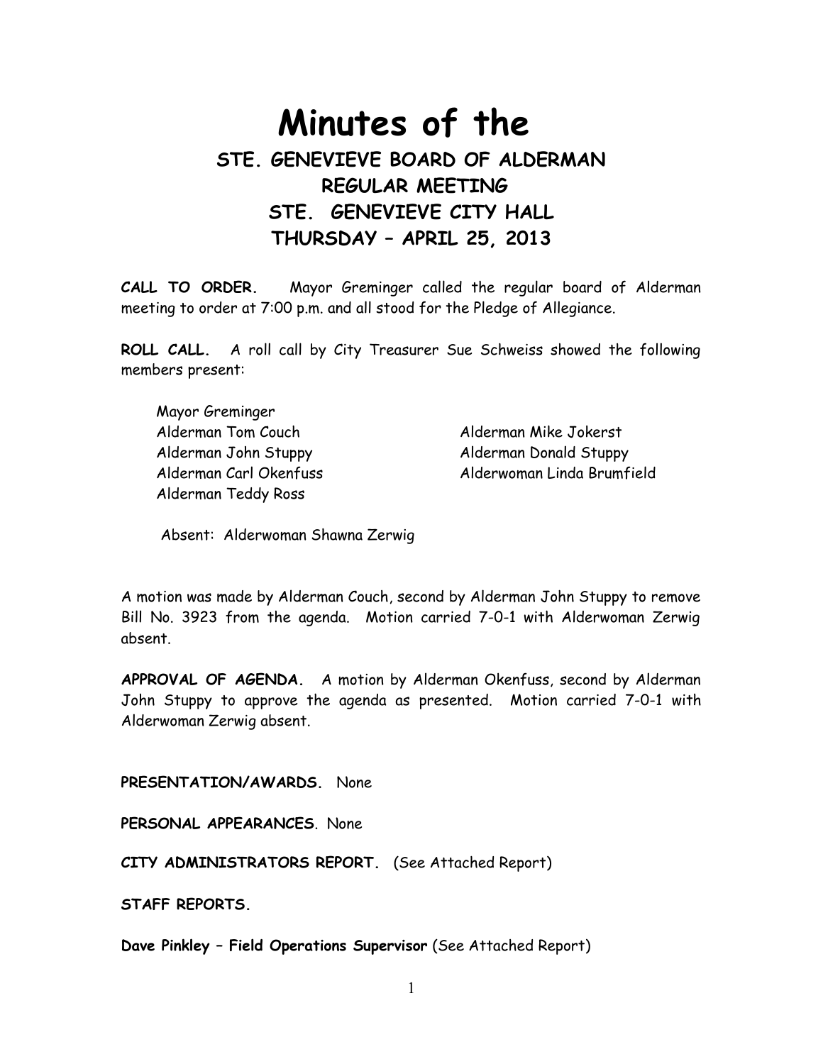# Minutes of the

## STE. GENEVIEVE BOARD OF ALDERMAN
## REGULAR MEETING
## STE. GENEVIEVE CITY HALL
## THURSDAY – APRIL 25, 2013

**CALL TO ORDER.** Mayor Greminger called the regular board of Alderman meeting to order at 7:00 p.m. and all stood for the Pledge of Allegiance.

**ROLL CALL.** A roll call by City Treasurer Sue Schweiss showed the following members present:

Mayor Greminger
Alderman Tom Couch
Alderman Mike Jokerst
Alderman John Stuppy
Alderman Donald Stuppy
Alderman Carl Okenfuss
Alderwoman Linda Brumfield
Alderman Teddy Ross

Absent: Alderwoman Shawna Zerwig

A motion was made by Alderman Couch, second by Alderman John Stuppy to remove Bill No. 3923 from the agenda. Motion carried 7-0-1 with Alderwoman Zerwig absent.

**APPROVAL OF AGENDA.** A motion by Alderman Okenfuss, second by Alderman John Stuppy to approve the agenda as presented. Motion carried 7-0-1 with Alderwoman Zerwig absent.

**PRESENTATION/AWARDS.** None

**PERSONAL APPEARANCES**. None

**CITY ADMINISTRATORS REPORT.** (See Attached Report)

**STAFF REPORTS.**

**Dave Pinkley – Field Operations Supervisor** (See Attached Report)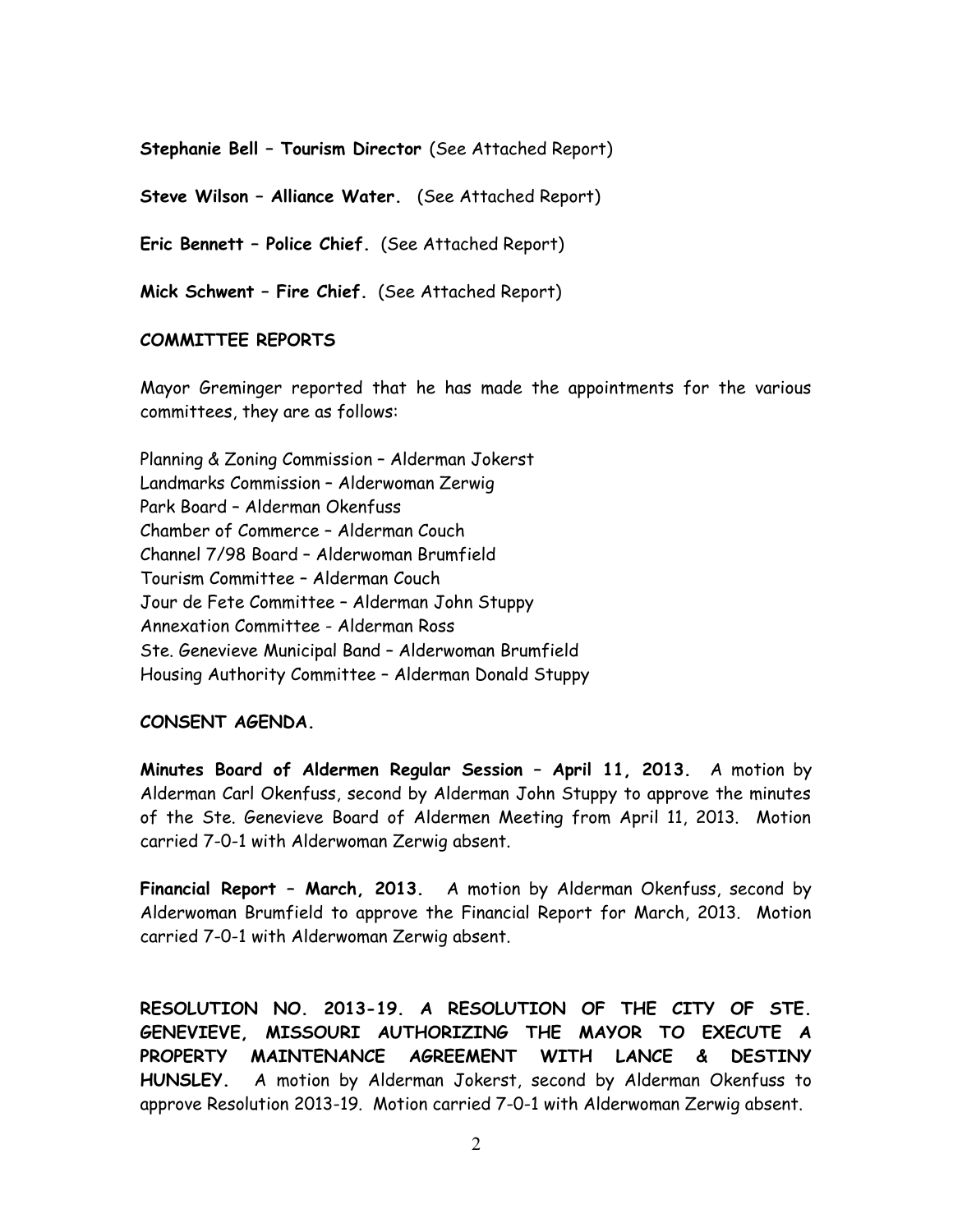**Stephanie Bell – Tourism Director** (See Attached Report)

**Steve Wilson – Alliance Water.** (See Attached Report)

**Eric Bennett – Police Chief.** (See Attached Report)

**Mick Schwent – Fire Chief.** (See Attached Report)

**COMMITTEE REPORTS**

Mayor Greminger reported that he has made the appointments for the various committees, they are as follows:

Planning & Zoning Commission – Alderman Jokerst
Landmarks Commission – Alderwoman Zerwig
Park Board – Alderman Okenfuss
Chamber of Commerce – Alderman Couch
Channel 7/98 Board – Alderwoman Brumfield
Tourism Committee – Alderman Couch
Jour de Fete Committee – Alderman John Stuppy
Annexation Committee - Alderman Ross
Ste. Genevieve Municipal Band – Alderwoman Brumfield
Housing Authority Committee – Alderman Donald Stuppy

**CONSENT AGENDA.**

**Minutes Board of Aldermen Regular Session – April 11, 2013.** A motion by Alderman Carl Okenfuss, second by Alderman John Stuppy to approve the minutes of the Ste. Genevieve Board of Aldermen Meeting from April 11, 2013. Motion carried 7-0-1 with Alderwoman Zerwig absent.

**Financial Report – March, 2013.** A motion by Alderman Okenfuss, second by Alderwoman Brumfield to approve the Financial Report for March, 2013. Motion carried 7-0-1 with Alderwoman Zerwig absent.

**RESOLUTION NO. 2013-19. A RESOLUTION OF THE CITY OF STE. GENEVIEVE, MISSOURI AUTHORIZING THE MAYOR TO EXECUTE A PROPERTY MAINTENANCE AGREEMENT WITH LANCE & DESTINY HUNSLEY.** A motion by Alderman Jokerst, second by Alderman Okenfuss to approve Resolution 2013-19. Motion carried 7-0-1 with Alderwoman Zerwig absent.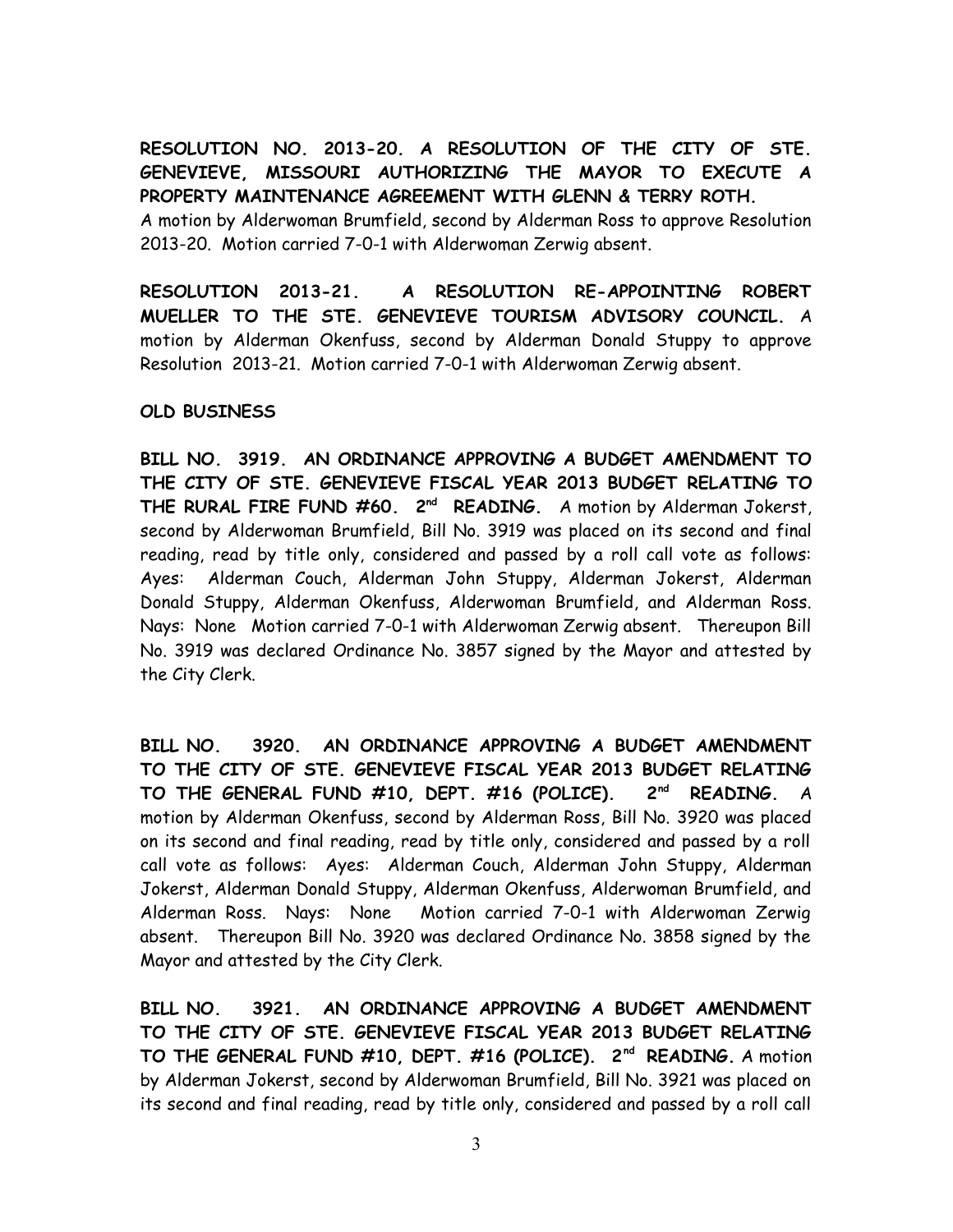**RESOLUTION NO. 2013-20. A RESOLUTION OF THE CITY OF STE. GENEVIEVE, MISSOURI AUTHORIZING THE MAYOR TO EXECUTE A PROPERTY MAINTENANCE AGREEMENT WITH GLENN & TERRY ROTH.**
A motion by Alderwoman Brumfield, second by Alderman Ross to approve Resolution 2013-20. Motion carried 7-0-1 with Alderwoman Zerwig absent.

**RESOLUTION 2013-21. A RESOLUTION RE-APPOINTING ROBERT MUELLER TO THE STE. GENEVIEVE TOURISM ADVISORY COUNCIL.** A motion by Alderman Okenfuss, second by Alderman Donald Stuppy to approve Resolution 2013-21. Motion carried 7-0-1 with Alderwoman Zerwig absent.

**OLD BUSINESS**

**BILL NO. 3919. AN ORDINANCE APPROVING A BUDGET AMENDMENT TO THE CITY OF STE. GENEVIEVE FISCAL YEAR 2013 BUDGET RELATING TO THE RURAL FIRE FUND #60. 2nd READING.** A motion by Alderman Jokerst, second by Alderwoman Brumfield, Bill No. 3919 was placed on its second and final reading, read by title only, considered and passed by a roll call vote as follows: Ayes: Alderman Couch, Alderman John Stuppy, Alderman Jokerst, Alderman Donald Stuppy, Alderman Okenfuss, Alderwoman Brumfield, and Alderman Ross. Nays: None Motion carried 7-0-1 with Alderwoman Zerwig absent. Thereupon Bill No. 3919 was declared Ordinance No. 3857 signed by the Mayor and attested by the City Clerk.

**BILL NO. 3920. AN ORDINANCE APPROVING A BUDGET AMENDMENT TO THE CITY OF STE. GENEVIEVE FISCAL YEAR 2013 BUDGET RELATING TO THE GENERAL FUND #10, DEPT. #16 (POLICE). 2nd READING.** A motion by Alderman Okenfuss, second by Alderman Ross, Bill No. 3920 was placed on its second and final reading, read by title only, considered and passed by a roll call vote as follows: Ayes: Alderman Couch, Alderman John Stuppy, Alderman Jokerst, Alderman Donald Stuppy, Alderman Okenfuss, Alderwoman Brumfield, and Alderman Ross. Nays: None Motion carried 7-0-1 with Alderwoman Zerwig absent. Thereupon Bill No. 3920 was declared Ordinance No. 3858 signed by the Mayor and attested by the City Clerk.

**BILL NO. 3921. AN ORDINANCE APPROVING A BUDGET AMENDMENT TO THE CITY OF STE. GENEVIEVE FISCAL YEAR 2013 BUDGET RELATING TO THE GENERAL FUND #10, DEPT. #16 (POLICE). 2nd READING.** A motion by Alderman Jokerst, second by Alderwoman Brumfield, Bill No. 3921 was placed on its second and final reading, read by title only, considered and passed by a roll call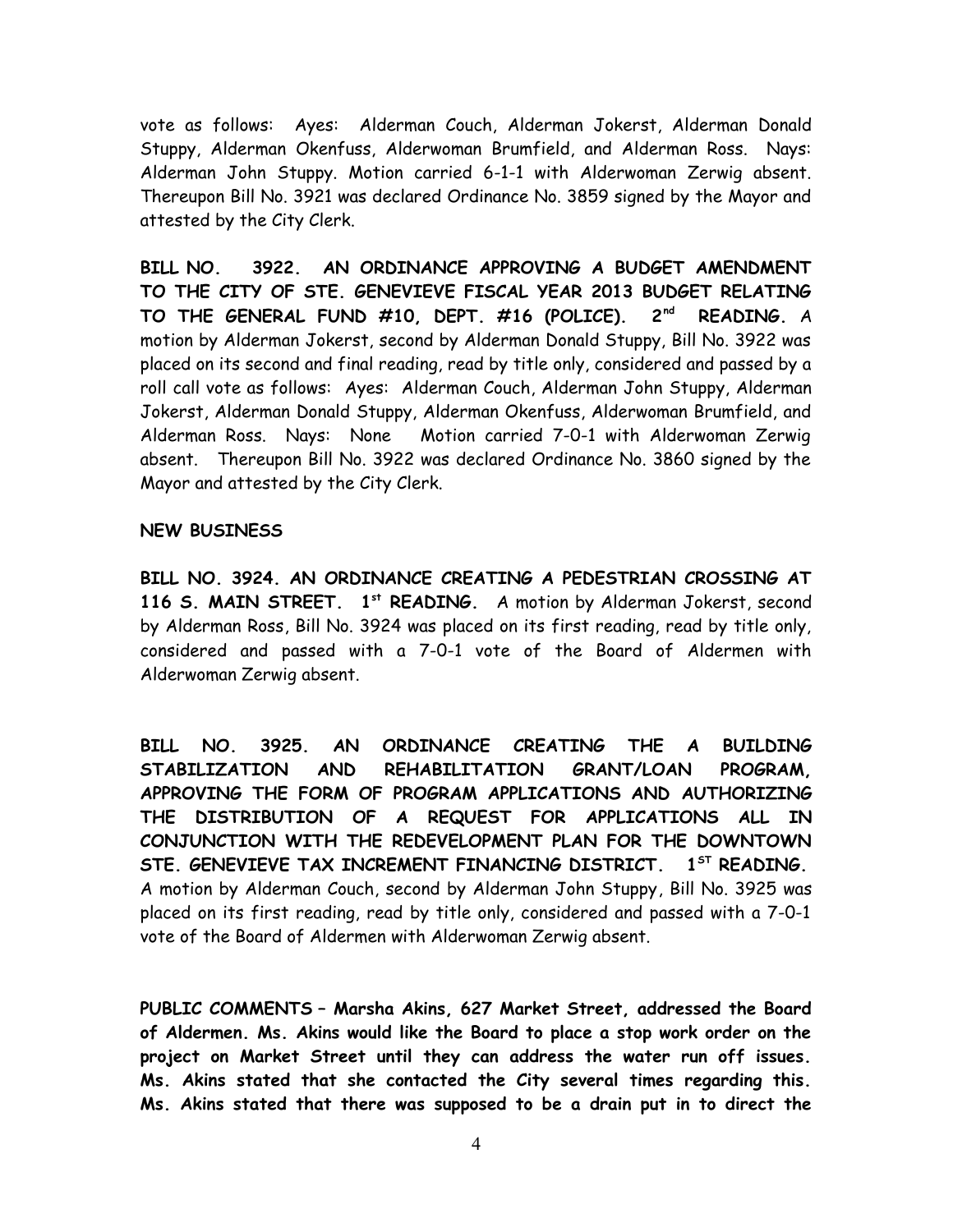vote as follows: Ayes: Alderman Couch, Alderman Jokerst, Alderman Donald Stuppy, Alderman Okenfuss, Alderwoman Brumfield, and Alderman Ross. Nays: Alderman John Stuppy. Motion carried 6-1-1 with Alderwoman Zerwig absent. Thereupon Bill No. 3921 was declared Ordinance No. 3859 signed by the Mayor and attested by the City Clerk.

**BILL NO. 3922. AN ORDINANCE APPROVING A BUDGET AMENDMENT TO THE CITY OF STE. GENEVIEVE FISCAL YEAR 2013 BUDGET RELATING TO THE GENERAL FUND #10, DEPT. #16 (POLICE). 2nd READING.** A motion by Alderman Jokerst, second by Alderman Donald Stuppy, Bill No. 3922 was placed on its second and final reading, read by title only, considered and passed by a roll call vote as follows: Ayes: Alderman Couch, Alderman John Stuppy, Alderman Jokerst, Alderman Donald Stuppy, Alderman Okenfuss, Alderwoman Brumfield, and Alderman Ross. Nays: None Motion carried 7-0-1 with Alderwoman Zerwig absent. Thereupon Bill No. 3922 was declared Ordinance No. 3860 signed by the Mayor and attested by the City Clerk.

**NEW BUSINESS**

**BILL NO. 3924. AN ORDINANCE CREATING A PEDESTRIAN CROSSING AT 116 S. MAIN STREET. 1st READING.** A motion by Alderman Jokerst, second by Alderman Ross, Bill No. 3924 was placed on its first reading, read by title only, considered and passed with a 7-0-1 vote of the Board of Aldermen with Alderwoman Zerwig absent.

**BILL NO. 3925. AN ORDINANCE CREATING THE A BUILDING STABILIZATION AND REHABILITATION GRANT/LOAN PROGRAM, APPROVING THE FORM OF PROGRAM APPLICATIONS AND AUTHORIZING THE DISTRIBUTION OF A REQUEST FOR APPLICATIONS ALL IN CONJUNCTION WITH THE REDEVELOPMENT PLAN FOR THE DOWNTOWN STE. GENEVIEVE TAX INCREMENT FINANCING DISTRICT. 1ST READING.** A motion by Alderman Couch, second by Alderman John Stuppy, Bill No. 3925 was placed on its first reading, read by title only, considered and passed with a 7-0-1 vote of the Board of Aldermen with Alderwoman Zerwig absent.

**PUBLIC COMMENTS – Marsha Akins, 627 Market Street, addressed the Board of Aldermen. Ms. Akins would like the Board to place a stop work order on the project on Market Street until they can address the water run off issues. Ms. Akins stated that she contacted the City several times regarding this. Ms. Akins stated that there was supposed to be a drain put in to direct the**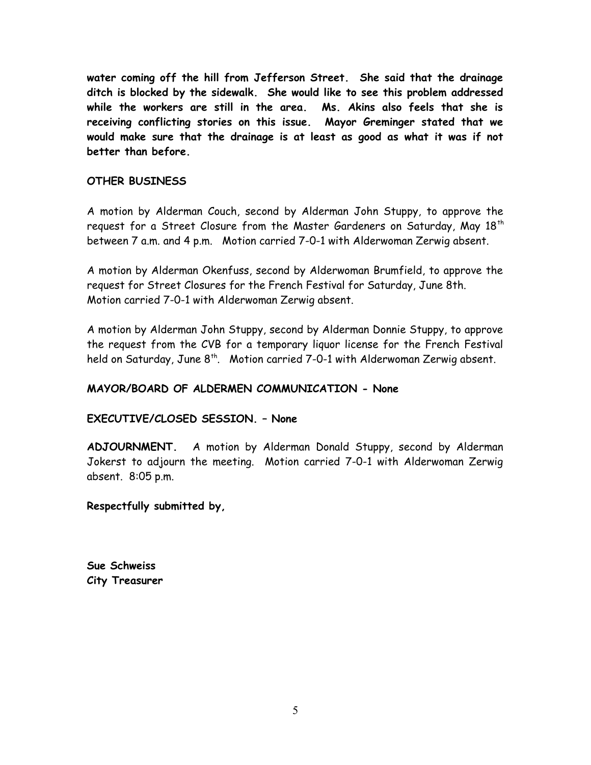**water coming off the hill from Jefferson Street. She said that the drainage ditch is blocked by the sidewalk. She would like to see this problem addressed while the workers are still in the area. Ms. Akins also feels that she is receiving conflicting stories on this issue. Mayor Greminger stated that we would make sure that the drainage is at least as good as what it was if not better than before.**

**OTHER BUSINESS**

A motion by Alderman Couch, second by Alderman John Stuppy, to approve the request for a Street Closure from the Master Gardeners on Saturday, May 18th between 7 a.m. and 4 p.m. Motion carried 7-0-1 with Alderwoman Zerwig absent.

A motion by Alderman Okenfuss, second by Alderwoman Brumfield, to approve the request for Street Closures for the French Festival for Saturday, June 8th. Motion carried 7-0-1 with Alderwoman Zerwig absent.

A motion by Alderman John Stuppy, second by Alderman Donnie Stuppy, to approve the request from the CVB for a temporary liquor license for the French Festival held on Saturday, June 8th. Motion carried 7-0-1 with Alderwoman Zerwig absent.

**MAYOR/BOARD OF ALDERMEN COMMUNICATION - None**

**EXECUTIVE/CLOSED SESSION. – None**

**ADJOURNMENT.** A motion by Alderman Donald Stuppy, second by Alderman Jokerst to adjourn the meeting. Motion carried 7-0-1 with Alderwoman Zerwig absent. 8:05 p.m.

**Respectfully submitted by,**

**Sue Schweiss**
**City Treasurer**